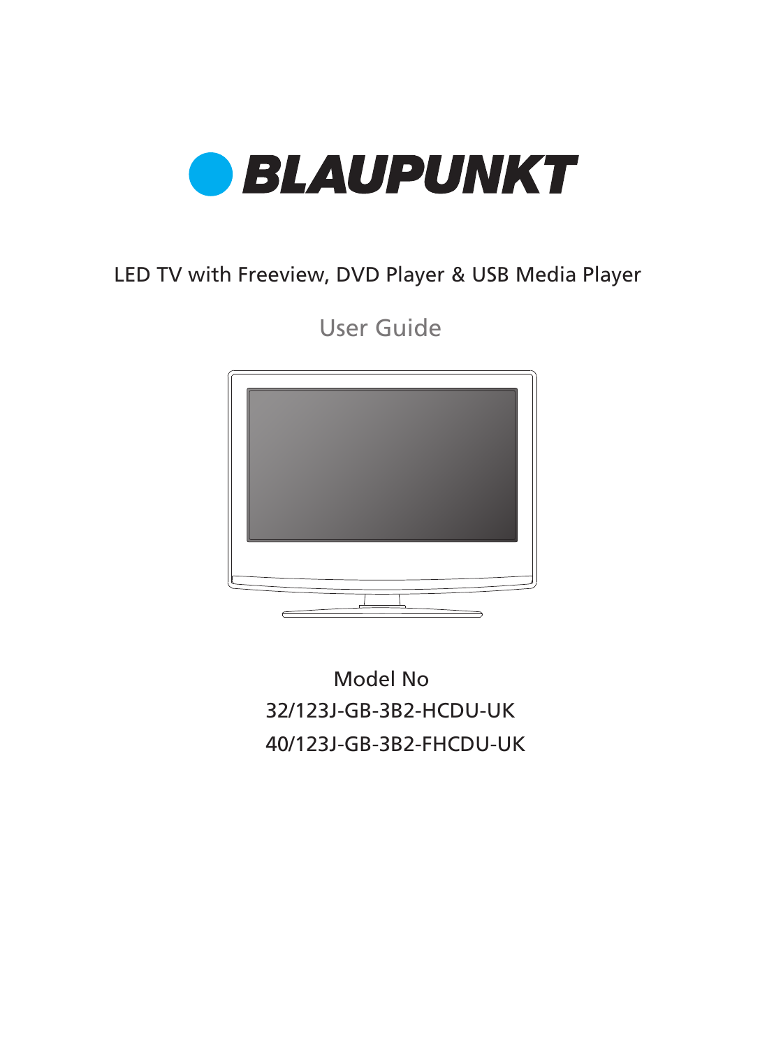# BLAUPUNKT

LED TV with Freeview, DVD Player & USB Media Player

## User Guide

Model No

32/123J-GB-3B2-HCDU-UK

40/123J-GB-3B2-FHCDU-UK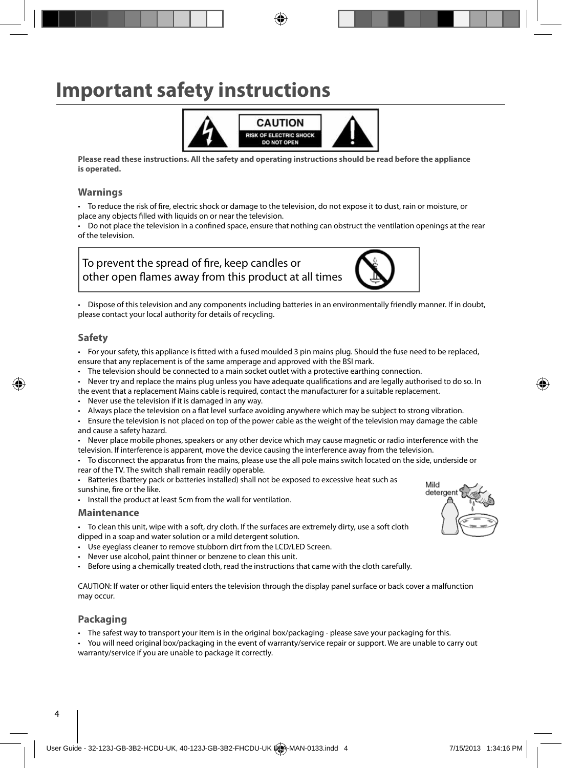# Important safety instructions

CAUTION
RISK OF ELECTRIC SHOCK
DO NOT OPEN

**Please read these instructions. All the safety and operating instructions should be read before the appliance is operated.**

## Warnings

- To reduce the risk of fire, electric shock or damage to the television, do not expose it to dust, rain or moisture, or place any objects filled with liquids on or near the television.
- Do not place the television in a confined space, ensure that nothing can obstruct the ventilation openings at the rear of the television.

To prevent the spread of fire, keep candles or other open flames away from this product at all times

- Dispose of this television and any components including batteries in an environmentally friendly manner. If in doubt, please contact your local authority for details of recycling.

## Safety

- For your safety, this appliance is fitted with a fused moulded 3 pin mains plug. Should the fuse need to be replaced, ensure that any replacement is of the same amperage and approved with the BSI mark.
- The television should be connected to a main socket outlet with a protective earthing connection.
- Never try and replace the mains plug unless you have adequate qualifications and are legally authorised to do so. In the event that a replacement Mains cable is required, contact the manufacturer for a suitable replacement.
- Never use the television if it is damaged in any way.
- Always place the television on a flat level surface avoiding anywhere which may be subject to strong vibration.
- Ensure the television is not placed on top of the power cable as the weight of the television may damage the cable and cause a safety hazard.
- Never place mobile phones, speakers or any other device which may cause magnetic or radio interference with the television. If interference is apparent, move the device causing the interference away from the television.
- To disconnect the apparatus from the mains, please use the all pole mains switch located on the side, underside or rear of the TV. The switch shall remain readily operable.
- Batteries (battery pack or batteries installed) shall not be exposed to excessive heat such as sunshine, fire or the like.
- Install the product at least 5cm from the wall for ventilation.

## Maintenance

- To clean this unit, wipe with a soft, dry cloth. If the surfaces are extremely dirty, use a soft cloth dipped in a soap and water solution or a mild detergent solution.
- Use eyeglass cleaner to remove stubborn dirt from the LCD/LED Screen.
- Never use alcohol, paint thinner or benzene to clean this unit.
- Before using a chemically treated cloth, read the instructions that came with the cloth carefully.

Mild detergent

CAUTION: If water or other liquid enters the television through the display panel surface or back cover a malfunction may occur.

## Packaging

- The safest way to transport your item is in the original box/packaging - please save your packaging for this.
- You will need original box/packaging in the event of warranty/service repair or support. We are unable to carry out warranty/service if you are unable to package it correctly.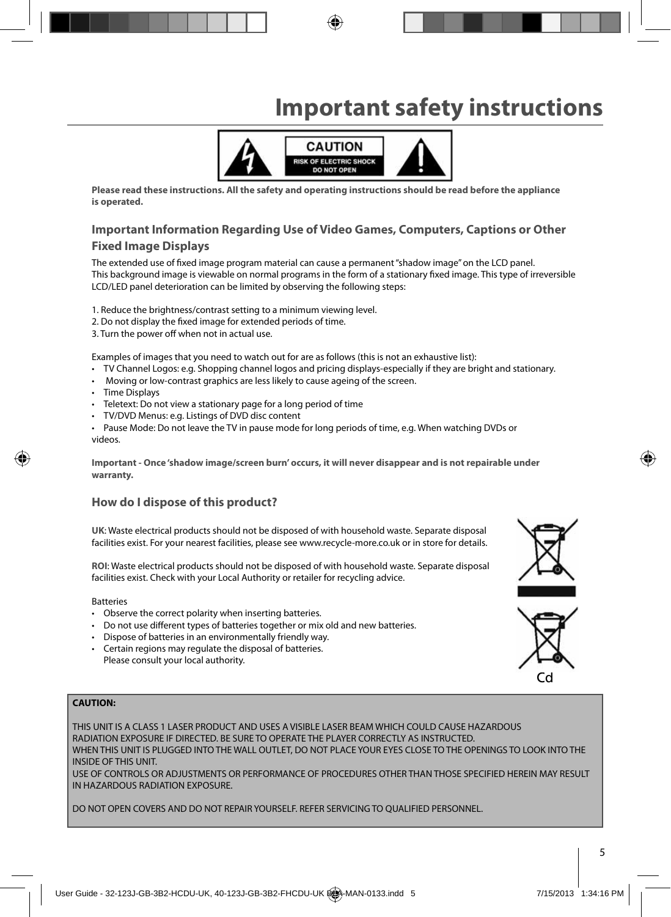# Important safety instructions

CAUTION
RISK OF ELECTRIC SHOCK
DO NOT OPEN

**Please read these instructions. All the safety and operating instructions should be read before the appliance is operated.**

## Important Information Regarding Use of Video Games, Computers, Captions or Other Fixed Image Displays

The extended use of fixed image program material can cause a permanent "shadow image" on the LCD panel. This background image is viewable on normal programs in the form of a stationary fixed image. This type of irreversible LCD/LED panel deterioration can be limited by observing the following steps:

1. Reduce the brightness/contrast setting to a minimum viewing level.
2. Do not display the fixed image for extended periods of time.
3. Turn the power off when not in actual use.

Examples of images that you need to watch out for are as follows (this is not an exhaustive list):

- TV Channel Logos: e.g. Shopping channel logos and pricing displays-especially if they are bright and stationary.
- Moving or low-contrast graphics are less likely to cause ageing of the screen.
- Time Displays
- Teletext: Do not view a stationary page for a long period of time
- TV/DVD Menus: e.g. Listings of DVD disc content
- Pause Mode: Do not leave the TV in pause mode for long periods of time, e.g. When watching DVDs or videos.

**Important - Once 'shadow image/screen burn' occurs, it will never disappear and is not repairable under warranty.**

## How do I dispose of this product?

**UK**: Waste electrical products should not be disposed of with household waste. Separate disposal facilities exist. For your nearest facilities, please see www.recycle-more.co.uk or in store for details.

**ROI**: Waste electrical products should not be disposed of with household waste. Separate disposal facilities exist. Check with your Local Authority or retailer for recycling advice.

Batteries

- Observe the correct polarity when inserting batteries.
- Do not use different types of batteries together or mix old and new batteries.
- Dispose of batteries in an environmentally friendly way.
- Certain regions may regulate the disposal of batteries. Please consult your local authority.

Cd

**CAUTION:**

THIS UNIT IS A CLASS 1 LASER PRODUCT AND USES A VISIBLE LASER BEAM WHICH COULD CAUSE HAZARDOUS RADIATION EXPOSURE IF DIRECTED. BE SURE TO OPERATE THE PLAYER CORRECTLY AS INSTRUCTED.
WHEN THIS UNIT IS PLUGGED INTO THE WALL OUTLET, DO NOT PLACE YOUR EYES CLOSE TO THE OPENINGS TO LOOK INTO THE INSIDE OF THIS UNIT.
USE OF CONTROLS OR ADJUSTMENTS OR PERFORMANCE OF PROCEDURES OTHER THAN THOSE SPECIFIED HEREIN MAY RESULT IN HAZARDOUS RADIATION EXPOSURE.

DO NOT OPEN COVERS AND DO NOT REPAIR YOURSELF. REFER SERVICING TO QUALIFIED PERSONNEL.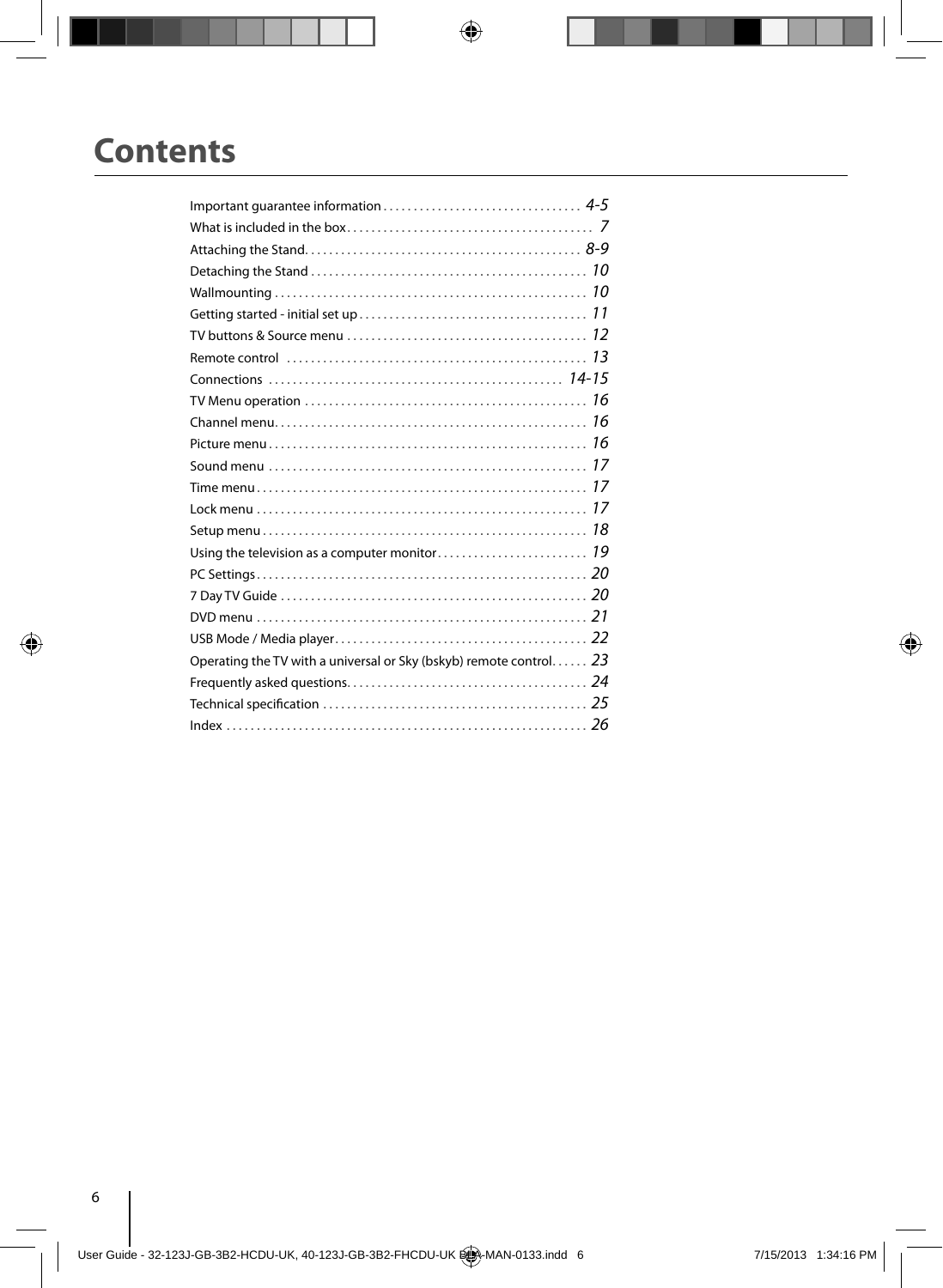# Contents

| | |
|---|---|
| Important guarantee information | 4-5 |
| What is included in the box | 7 |
| Attaching the Stand | 8-9 |
| Detaching the Stand | 10 |
| Wallmounting | 10 |
| Getting started - initial set up | 11 |
| TV buttons & Source menu | 12 |
| Remote control | 13 |
| Connections | 14-15 |
| TV Menu operation | 16 |
| Channel menu | 16 |
| Picture menu | 16 |
| Sound menu | 17 |
| Time menu | 17 |
| Lock menu | 17 |
| Setup menu | 18 |
| Using the television as a computer monitor | 19 |
| PC Settings | 20 |
| 7 Day TV Guide | 20 |
| DVD menu | 21 |
| USB Mode / Media player | 22 |
| Operating the TV with a universal or Sky (bskyb) remote control | 23 |
| Frequently asked questions | 24 |
| Technical specification | 25 |
| Index | 26 |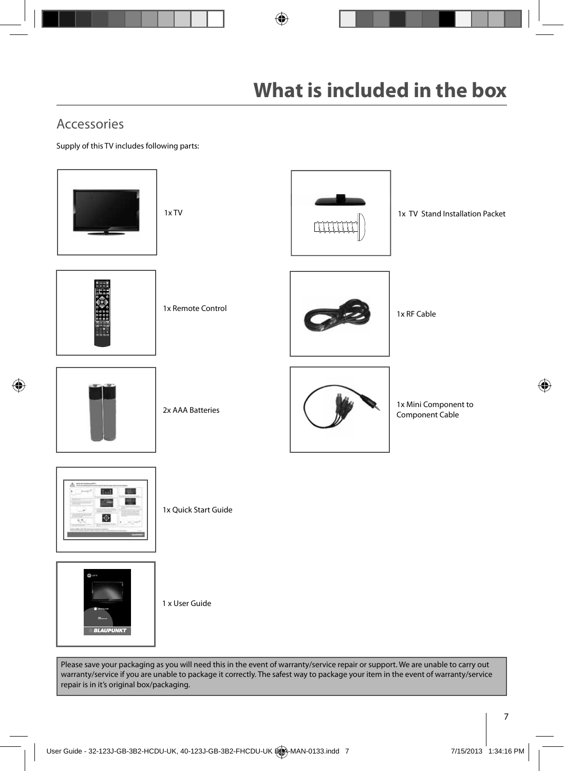# What is included in the box

## Accessories

Supply of this TV includes following parts:

1x TV

1x TV Stand Installation Packet

1x Remote Control

1x RF Cable

2x AAA Batteries

1x Mini Component to Component Cable

1x Quick Start Guide

1 x User Guide

Please save your packaging as you will need this in the event of warranty/service repair or support. We are unable to carry out warranty/service if you are unable to package it correctly. The safest way to package your item in the event of warranty/service repair is in it's original box/packaging.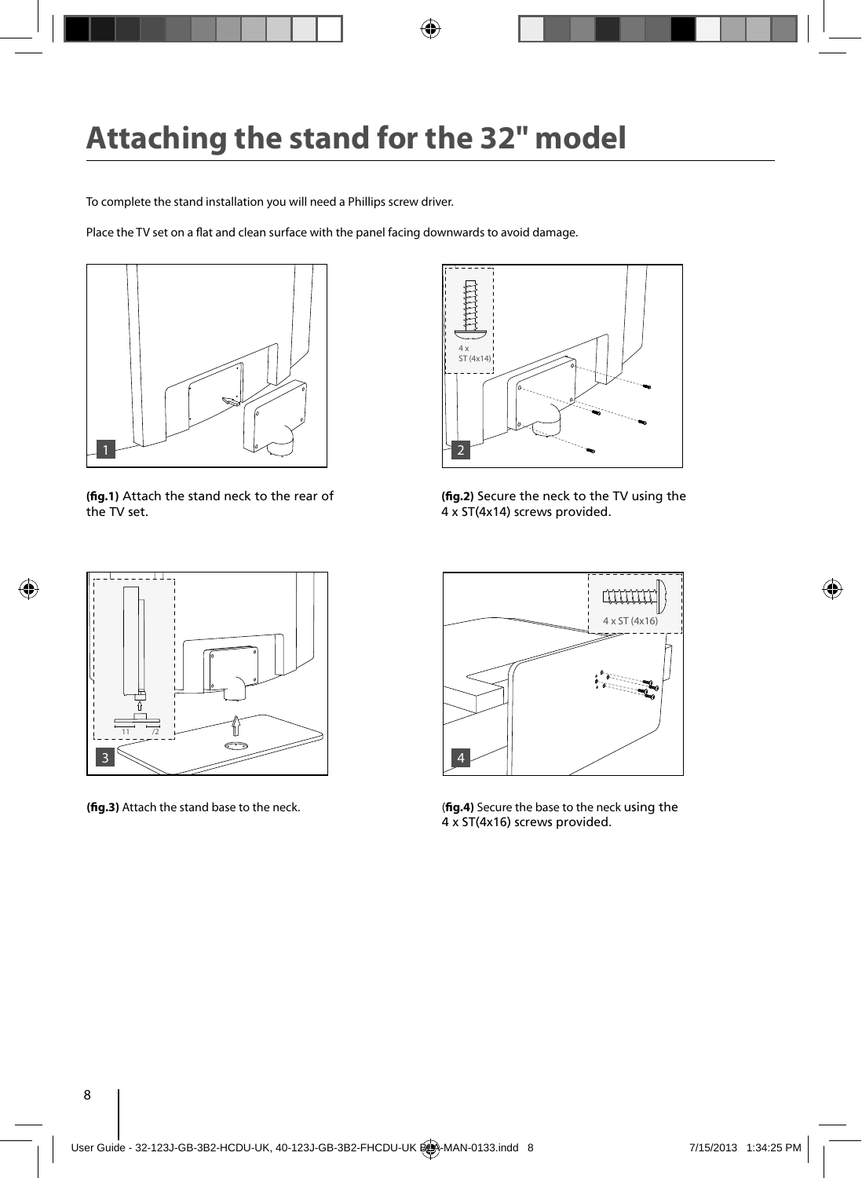# Attaching the stand for the 32" model

To complete the stand installation you will need a Phillips screw driver.

Place the TV set on a flat and clean surface with the panel facing downwards to avoid damage.

**(fig.1)** Attach the stand neck to the rear of the TV set.

**(fig.2)** Secure the neck to the TV using the 4 x ST(4x14) screws provided.

**(fig.3)** Attach the stand base to the neck.

(**fig.4)** Secure the base to the neck using the 4 x ST(4x16) screws provided.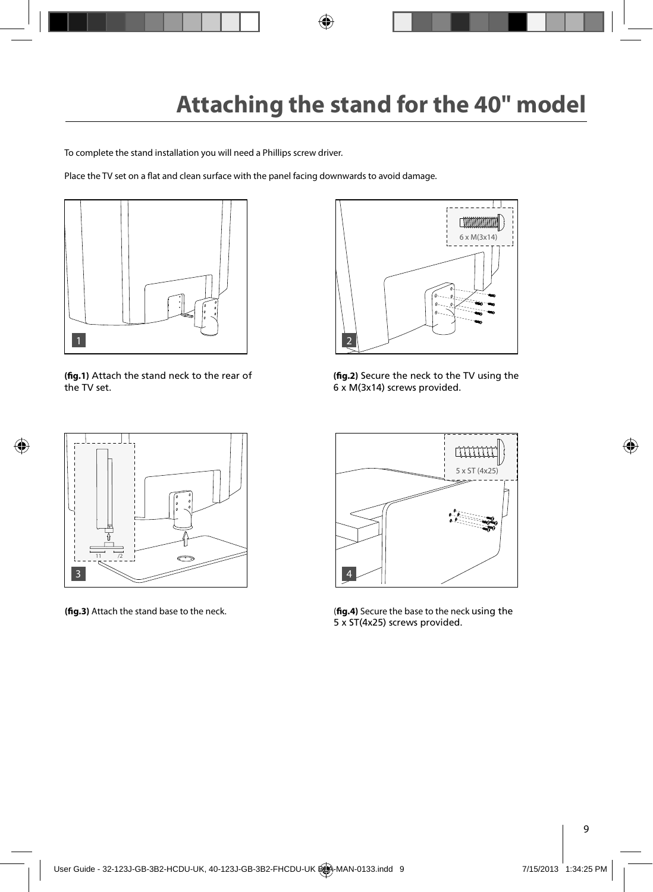# Attaching the stand for the 40" model

To complete the stand installation you will need a Phillips screw driver.

Place the TV set on a flat and clean surface with the panel facing downwards to avoid damage.

**(fig.1)** Attach the stand neck to the rear of the TV set.

**(fig.2)** Secure the neck to the TV using the 6 x M(3x14) screws provided.

**(fig.3)** Attach the stand base to the neck.

(**fig.4)** Secure the base to the neck using the 5 x ST(4x25) screws provided.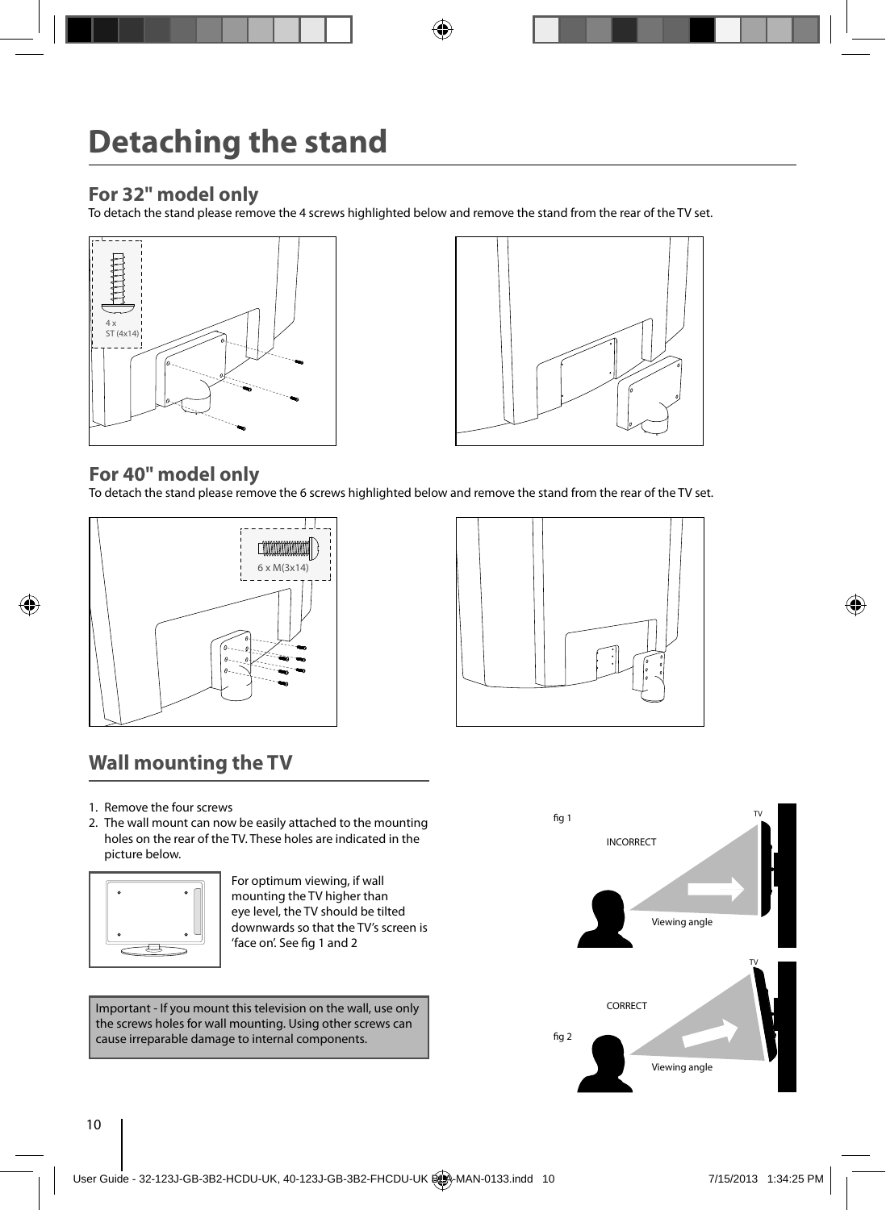# Detaching the stand

## For 32" model only

To detach the stand please remove the 4 screws highlighted below and remove the stand from the rear of the TV set.

4 x
ST (4x14)

## For 40" model only

To detach the stand please remove the 6 screws highlighted below and remove the stand from the rear of the TV set.

6 x M(3x14)

## Wall mounting the TV

1. Remove the four screws
2. The wall mount can now be easily attached to the mounting holes on the rear of the TV. These holes are indicated in the picture below.

For optimum viewing, if wall mounting the TV higher than eye level, the TV should be tilted downwards so that the TV's screen is 'face on'. See fig 1 and 2

Important - If you mount this television on the wall, use only the screws holes for wall mounting. Using other screws can cause irreparable damage to internal components.

fig 1

INCORRECT

Viewing angle

TV

fig 2

CORRECT

Viewing angle

TV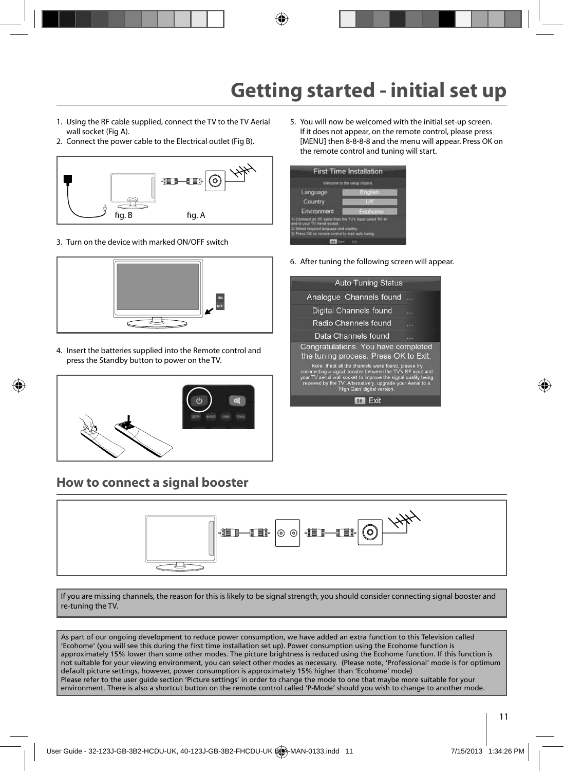# Getting started - initial set up

1. Using the RF cable supplied, connect the TV to the TV Aerial wall socket (Fig A).
2. Connect the power cable to the Electrical outlet (Fig B).

fig. B fig. A

3. Turn on the device with marked ON/OFF switch

4. Insert the batteries supplied into the Remote control and press the Standby button to power on the TV.

5. You will now be welcomed with the initial set-up screen. If it does not appear, on the remote control, please press [MENU] then 8-8-8-8 and the menu will appear. Press OK on the remote control and tuning will start.

6. After tuning the following screen will appear.

## How to connect a signal booster

If you are missing channels, the reason for this is likely to be signal strength, you should consider connecting signal booster and re-tuning the TV.

As part of our ongoing development to reduce power consumption, we have added an extra function to this Television called 'Ecohome' (you will see this during the first time installation set up). Power consumption using the Ecohome function is approximately 15% lower than some other modes. The picture brightness is reduced using the Ecohome function. If this function is not suitable for your viewing environment, you can select other modes as necessary. (Please note, 'Professional' mode is for optimum default picture settings, however, power consumption is approximately 15% higher than 'Ecohome' mode)
Please refer to the user guide section 'Picture settings' in order to change the mode to one that maybe more suitable for your environment. There is also a shortcut button on the remote control called 'P-Mode' should you wish to change to another mode.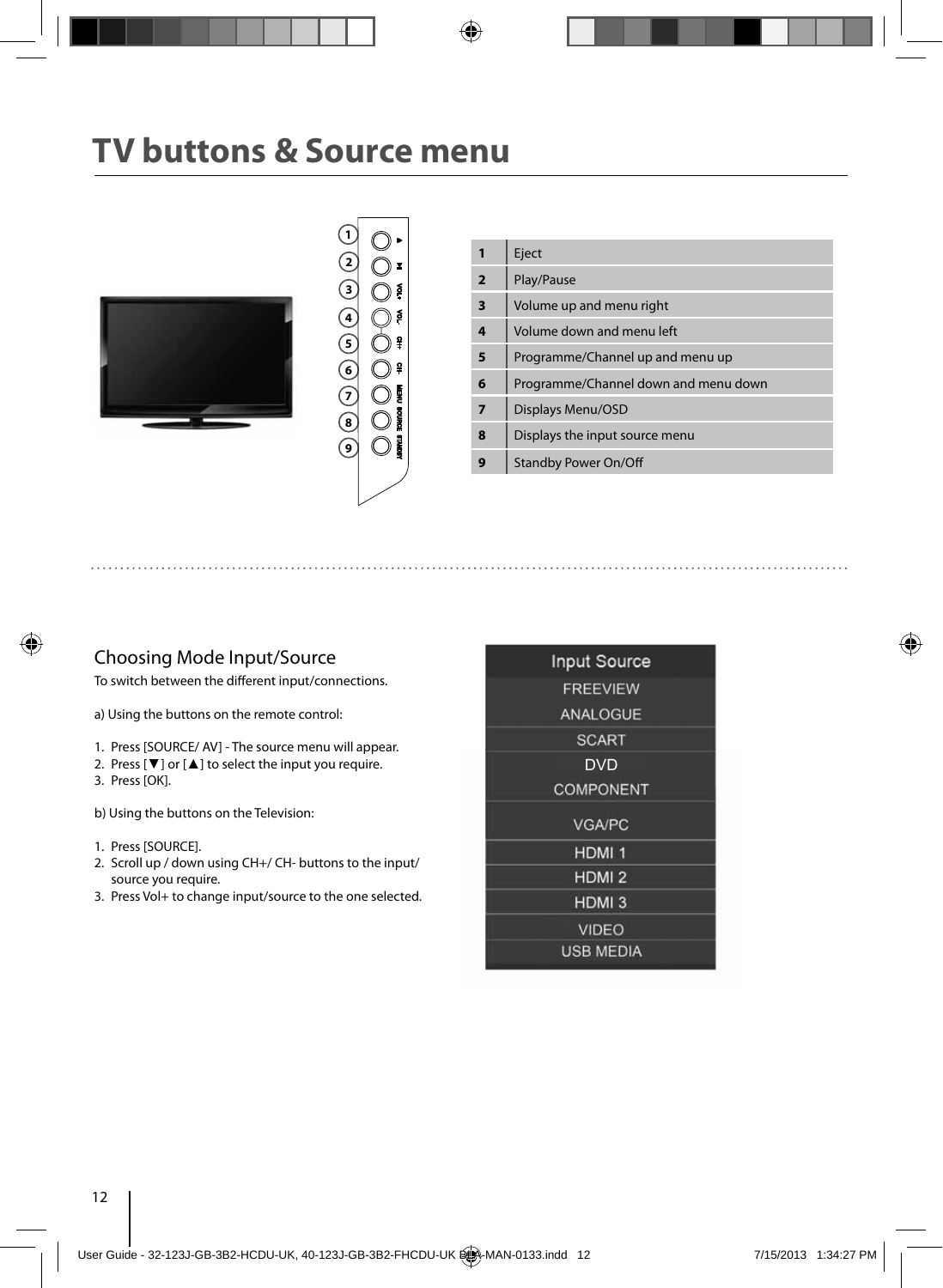# TV buttons & Source menu

| 1 | Eject |
|---|---|
| 2 | Play/Pause |
| 3 | Volume up and menu right |
| 4 | Volume down and menu left |
| 5 | Programme/Channel up and menu up |
| 6 | Programme/Channel down and menu down |
| 7 | Displays Menu/OSD |
| 8 | Displays the input source menu |
| 9 | Standby Power On/Off |

## Choosing Mode Input/Source

To switch between the different input/connections.

a) Using the buttons on the remote control:

1. Press [SOURCE/ AV] - The source menu will appear.
2. Press [▼] or [▲] to select the input you require.
3. Press [OK].

b) Using the buttons on the Television:

1. Press [SOURCE].
2. Scroll up / down using CH+/ CH- buttons to the input/ source you require.
3. Press Vol+ to change input/source to the one selected.

| Input Source |
|---|
| FREEVIEW |
| ANALOGUE |
| SCART |
| DVD |
| COMPONENT |
| VGA/PC |
| HDMI 1 |
| HDMI 2 |
| HDMI 3 |
| VIDEO |
| USB MEDIA |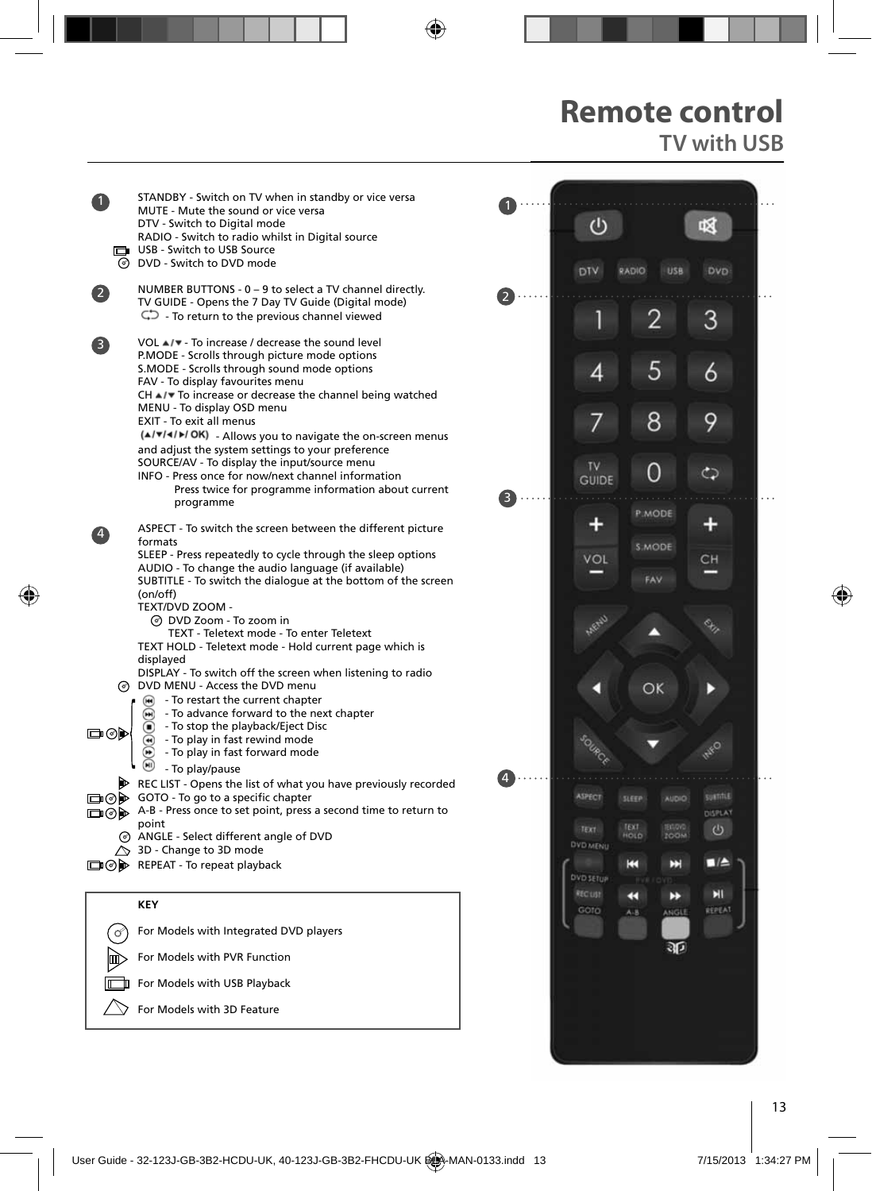# Remote control

## TV with USB

**1**

- STANDBY - Switch on TV when in standby or vice versa
- MUTE - Mute the sound or vice versa
- DTV - Switch to Digital mode
- RADIO - Switch to radio whilst in Digital source
- USB - Switch to USB Source
- DVD - Switch to DVD mode

**2**

- NUMBER BUTTONS - 0 – 9 to select a TV channel directly.
- TV GUIDE - Opens the 7 Day TV Guide (Digital mode)
- ⟲ - To return to the previous channel viewed

**3**

- VOL ▲/▼ - To increase / decrease the sound level
- P.MODE - Scrolls through picture mode options
- S.MODE - Scrolls through sound mode options
- FAV - To display favourites menu
- CH ▲/▼ To increase or decrease the channel being watched
- MENU - To display OSD menu
- EXIT - To exit all menus
- (▲/▼/◄/►/ OK) - Allows you to navigate the on-screen menus and adjust the system settings to your preference
- SOURCE/AV - To display the input/source menu
- INFO - Press once for now/next channel information
  Press twice for programme information about current programme

**4**

- ASPECT - To switch the screen between the different picture formats
- SLEEP - Press repeatedly to cycle through the sleep options
- AUDIO - To change the audio language (if available)
- SUBTITLE - To switch the dialogue at the bottom of the screen (on/off)
- TEXT/DVD ZOOM -
  - DVD Zoom - To zoom in
  - TEXT - Teletext mode - To enter Teletext
- TEXT HOLD - Teletext mode - Hold current page which is displayed
- DISPLAY - To switch off the screen when listening to radio
- DVD MENU - Access the DVD menu
  - ⏮ - To restart the current chapter
  - ⏭ - To advance forward to the next chapter
  - ⏹ - To stop the playback/Eject Disc
  - ⏪ - To play in fast rewind mode
  - ⏩ - To play in fast forward mode
  - ⏯ - To play/pause
- REC LIST - Opens the list of what you have previously recorded
- GOTO - To go to a specific chapter
- A-B - Press once to set point, press a second time to return to point
- ANGLE - Select different angle of DVD
- 3D - Change to 3D mode
- REPEAT - To repeat playback

**KEY**

| Icon | Meaning |
| --- | --- |
| DVD | For Models with Integrated DVD players |
| PVR | For Models with PVR Function |
| USB | For Models with USB Playback |
| 3D | For Models with 3D Feature |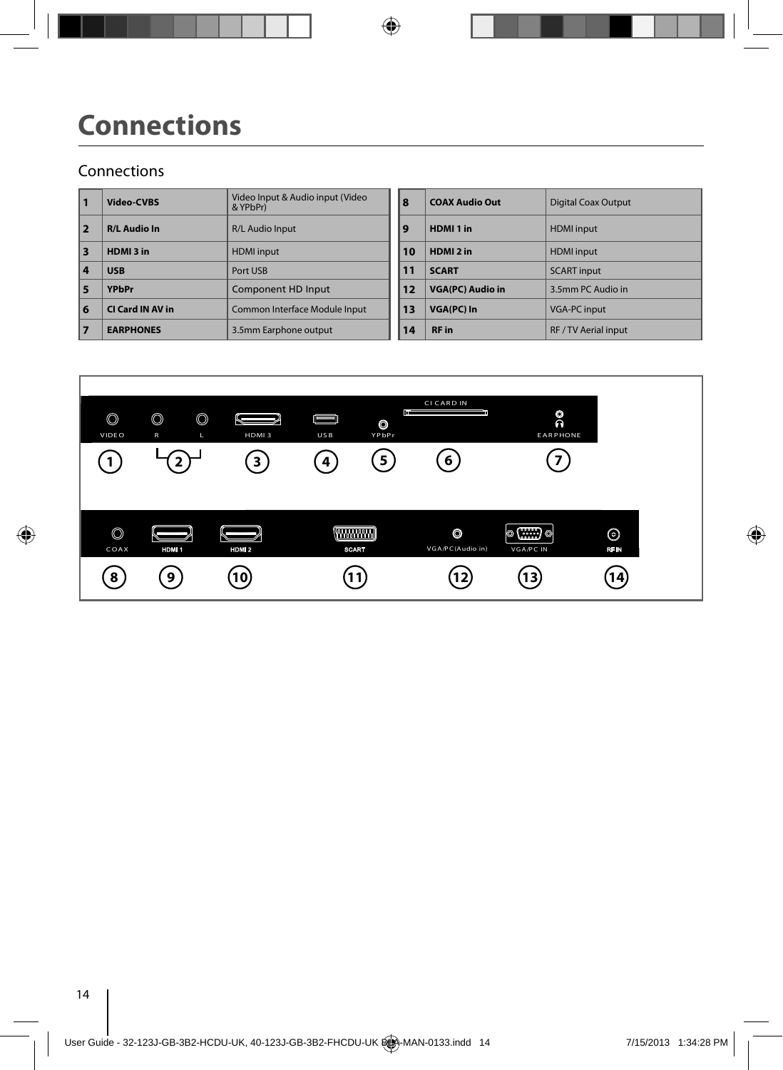# Connections

## Connections

| | | | | | | |
|---|---|---|---|---|---|---|
| 1 | **Video-CVBS** | Video Input & Audio input (Video & YPbPr) | | 8 | **COAX Audio Out** | Digital Coax Output |
| 2 | **R/L Audio In** | R/L Audio Input | | 9 | **HDMI 1 in** | HDMI input |
| 3 | **HDMI 3 in** | HDMI input | | 10 | **HDMI 2 in** | HDMI input |
| 4 | **USB** | Port USB | | 11 | **SCART** | SCART input |
| 5 | **YPbPr** | Component HD Input | | 12 | **VGA(PC) Audio in** | 3.5mm PC Audio in |
| 6 | **CI Card IN AV in** | Common Interface Module Input | | 13 | **VGA(PC) In** | VGA-PC input |
| 7 | **EARPHONES** | 3.5mm Earphone output | | 14 | **RF in** | RF / TV Aerial input |

VIDEO R L HDMI 3 USB YPbPr CI CARD IN EARPHONE

1 2 3 4 5 6 7

COAX HDMI 1 HDMI 2 SCART VGA/PC(Audio in) VGA/PC IN RF IN

8 9 10 11 12 13 14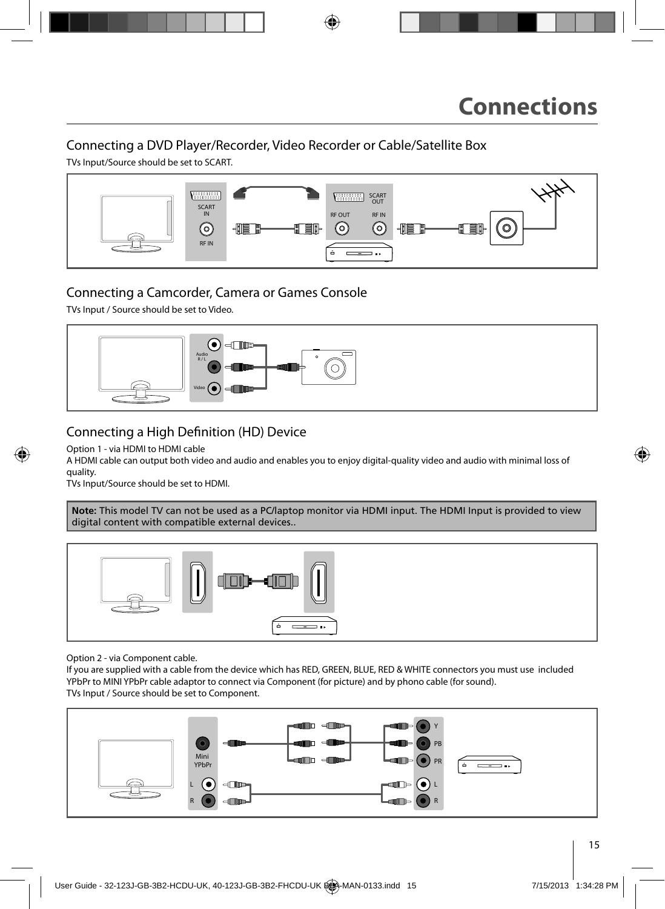# Connections

## Connecting a DVD Player/Recorder, Video Recorder or Cable/Satellite Box

TVs Input/Source should be set to SCART.

SCART IN

RF IN

SCART OUT

RF OUT

RF IN

## Connecting a Camcorder, Camera or Games Console

TVs Input / Source should be set to Video.

Audio R / L

Video

## Connecting a High Definition (HD) Device

Option 1 - via HDMI to HDMI cable

A HDMI cable can output both video and audio and enables you to enjoy digital-quality video and audio with minimal loss of quality.

TVs Input/Source should be set to HDMI.

**Note:** This model TV can not be used as a PC/laptop monitor via HDMI input. The HDMI Input is provided to view digital content with compatible external devices..

Option 2 - via Component cable.

If you are supplied with a cable from the device which has RED, GREEN, BLUE, RED & WHITE connectors you must use included YPbPr to MINI YPbPr cable adaptor to connect via Component (for picture) and by phono cable (for sound).

TVs Input / Source should be set to Component.

Mini YPbPr

L

R

Y

PB

PR

L

R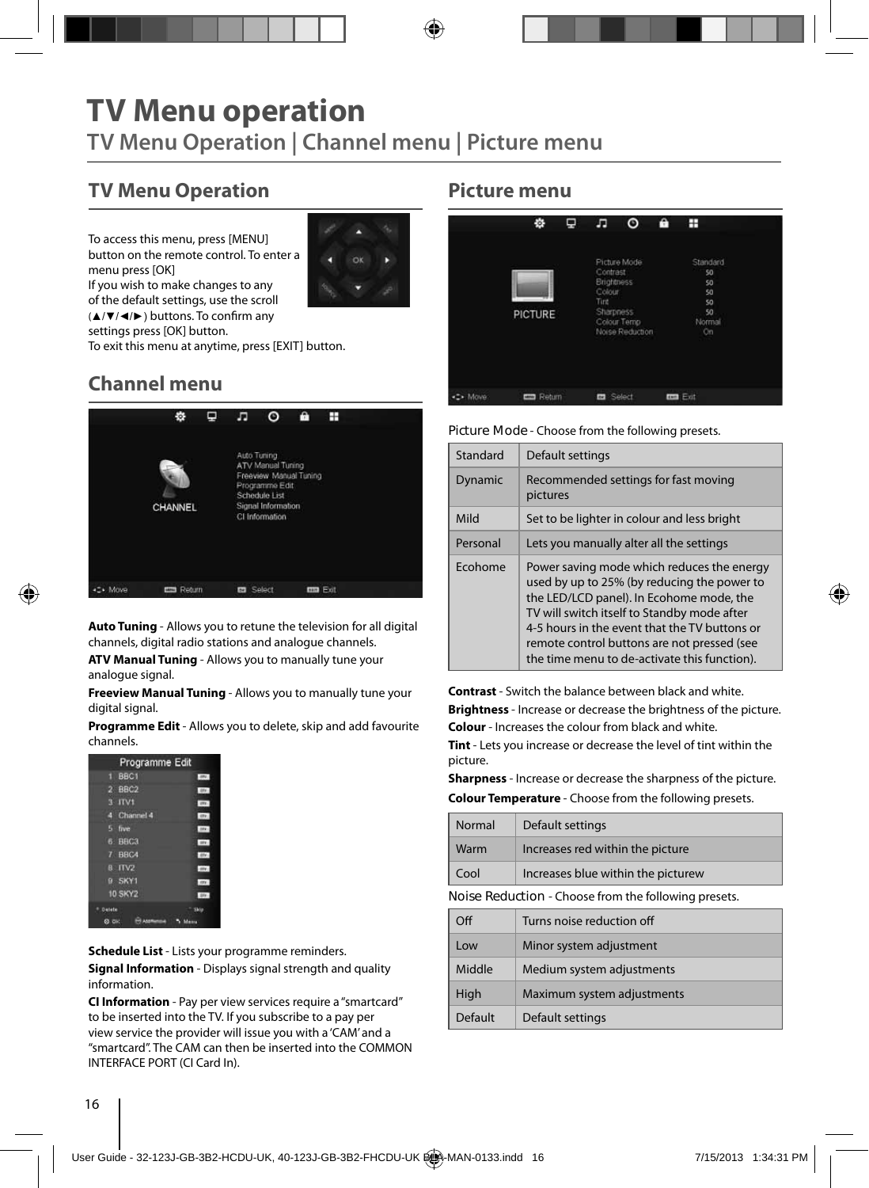# TV Menu operation

## TV Menu Operation | Channel menu | Picture menu

### TV Menu Operation

To access this menu, press [MENU] button on the remote control. To enter a menu press [OK]

If you wish to make changes to any of the default settings, use the scroll (▲/▼/◄/►) buttons. To confirm any settings press [OK] button.

To exit this menu at anytime, press [EXIT] button.

### Channel menu

**Auto Tuning** - Allows you to retune the television for all digital channels, digital radio stations and analogue channels.

**ATV Manual Tuning** - Allows you to manually tune your analogue signal.

**Freeview Manual Tuning** - Allows you to manually tune your digital signal.

**Programme Edit** - Allows you to delete, skip and add favourite channels.

**Schedule List** - Lists your programme reminders.

**Signal Information** - Displays signal strength and quality information.

**CI Information** - Pay per view services require a "smartcard" to be inserted into the TV. If you subscribe to a pay per view service the provider will issue you with a 'CAM' and a "smartcard". The CAM can then be inserted into the COMMON INTERFACE PORT (CI Card In).

### Picture menu

Picture Mode - Choose from the following presets.

| Standard | Default settings |
|---|---|
| Dynamic | Recommended settings for fast moving pictures |
| Mild | Set to be lighter in colour and less bright |
| Personal | Lets you manually alter all the settings |
| Ecohome | Power saving mode which reduces the energy used by up to 25% (by reducing the power to the LED/LCD panel). In Ecohome mode, the TV will switch itself to Standby mode after 4-5 hours in the event that the TV buttons or remote control buttons are not pressed (see the time menu to de-activate this function). |

**Contrast** - Switch the balance between black and white.

**Brightness** - Increase or decrease the brightness of the picture.

**Colour** - Increases the colour from black and white.

**Tint** - Lets you increase or decrease the level of tint within the picture.

**Sharpness** - Increase or decrease the sharpness of the picture.

**Colour Temperature** - Choose from the following presets.

| Normal | Default settings |
|---|---|
| Warm | Increases red within the picture |
| Cool | Increases blue within the picturew |

Noise Reduction - Choose from the following presets.

| Off | Turns noise reduction off |
|---|---|
| Low | Minor system adjustment |
| Middle | Medium system adjustments |
| High | Maximum system adjustments |
| Default | Default settings |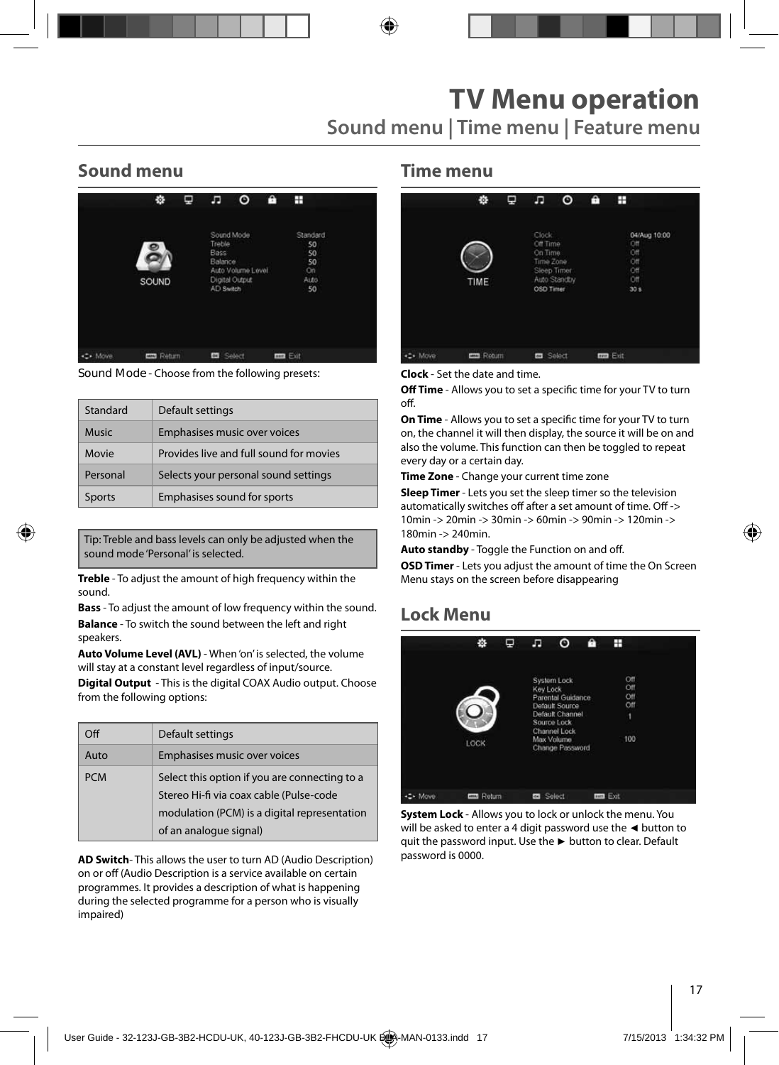# TV Menu operation

## Sound menu | Time menu | Feature menu

## Sound menu

Sound Mode - Choose from the following presets:

| Standard | Default settings |
|---|---|
| Music | Emphasises music over voices |
| Movie | Provides live and full sound for movies |
| Personal | Selects your personal sound settings |
| Sports | Emphasises sound for sports |

Tip: Treble and bass levels can only be adjusted when the sound mode 'Personal' is selected.

**Treble** - To adjust the amount of high frequency within the sound.

**Bass** - To adjust the amount of low frequency within the sound.

**Balance** - To switch the sound between the left and right speakers.

**Auto Volume Level (AVL)** - When 'on' is selected, the volume will stay at a constant level regardless of input/source.

**Digital Output** - This is the digital COAX Audio output. Choose from the following options:

| Off | Default settings |
|---|---|
| Auto | Emphasises music over voices |
| PCM | Select this option if you are connecting to a Stereo Hi-fi via coax cable (Pulse-code modulation (PCM) is a digital representation of an analogue signal) |

**AD Switch**- This allows the user to turn AD (Audio Description) on or off (Audio Description is a service available on certain programmes. It provides a description of what is happening during the selected programme for a person who is visually impaired)

## Time menu

**Clock** - Set the date and time.

**Off Time** - Allows you to set a specific time for your TV to turn off.

**On Time** - Allows you to set a specific time for your TV to turn on, the channel it will then display, the source it will be on and also the volume. This function can then be toggled to repeat every day or a certain day.

**Time Zone** - Change your current time zone

**Sleep Timer** - Lets you set the sleep timer so the television automatically switches off after a set amount of time. Off -> 10min -> 20min -> 30min -> 60min -> 90min -> 120min -> 180min -> 240min.

**Auto standby** - Toggle the Function on and off.

**OSD Timer** - Lets you adjust the amount of time the On Screen Menu stays on the screen before disappearing

## Lock Menu

**System Lock** - Allows you to lock or unlock the menu. You will be asked to enter a 4 digit password use the ◄ button to quit the password input. Use the ► button to clear. Default password is 0000.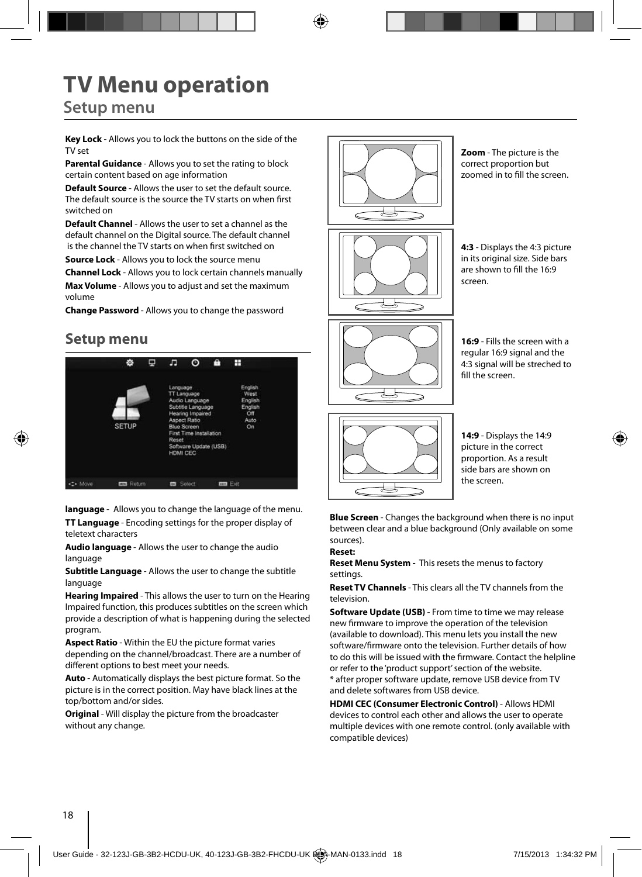# TV Menu operation

## Setup menu

**Key Lock** - Allows you to lock the buttons on the side of the TV set

**Parental Guidance** - Allows you to set the rating to block certain content based on age information

**Default Source** - Allows the user to set the default source. The default source is the source the TV starts on when first switched on

**Default Channel** - Allows the user to set a channel as the default channel on the Digital source. The default channel is the channel the TV starts on when first switched on

**Source Lock** - Allows you to lock the source menu

**Channel Lock** - Allows you to lock certain channels manually

**Max Volume** - Allows you to adjust and set the maximum volume

**Change Password** - Allows you to change the password

## Setup menu

| | |
|---|---|
| Language | English |
| TT Language | West |
| Audio Language | English |
| Subtitle Language | English |
| Hearing Impaired | Off |
| Aspect Ratio | Auto |
| Blue Screen | On |
| First Time Installation | |
| Reset | |
| Software Update (USB) | |
| HDMI CEC | |

SETUP

Move · Return · Select · Exit

**language** - Allows you to change the language of the menu.

**TT Language** - Encoding settings for the proper display of teletext characters

**Audio language** - Allows the user to change the audio language

**Subtitle Language** - Allows the user to change the subtitle language

**Hearing Impaired** - This allows the user to turn on the Hearing Impaired function, this produces subtitles on the screen which provide a description of what is happening during the selected program.

**Aspect Ratio** - Within the EU the picture format varies depending on the channel/broadcast. There are a number of different options to best meet your needs.

**Auto** - Automatically displays the best picture format. So the picture is in the correct position. May have black lines at the top/bottom and/or sides.

**Original** - Will display the picture from the broadcaster without any change.

**Zoom** - The picture is the correct proportion but zoomed in to fill the screen.

**4:3** - Displays the 4:3 picture in its original size. Side bars are shown to fill the 16:9 screen.

**16:9** - Fills the screen with a regular 16:9 signal and the 4:3 signal will be streched to fill the screen.

**14:9** - Displays the 14:9 picture in the correct proportion. As a result side bars are shown on the screen.

**Blue Screen** - Changes the background when there is no input between clear and a blue background (Only available on some sources).

**Reset:**

**Reset Menu System -** This resets the menus to factory settings.

**Reset TV Channels** - This clears all the TV channels from the television.

**Software Update (USB)** - From time to time we may release new firmware to improve the operation of the television (available to download). This menu lets you install the new software/firmware onto the television. Further details of how to do this will be issued with the firmware. Contact the helpline or refer to the 'product support' section of the website.
* after proper software update, remove USB device from TV and delete softwares from USB device.

**HDMI CEC (Consumer Electronic Control)** - Allows HDMI devices to control each other and allows the user to operate multiple devices with one remote control. (only available with compatible devices)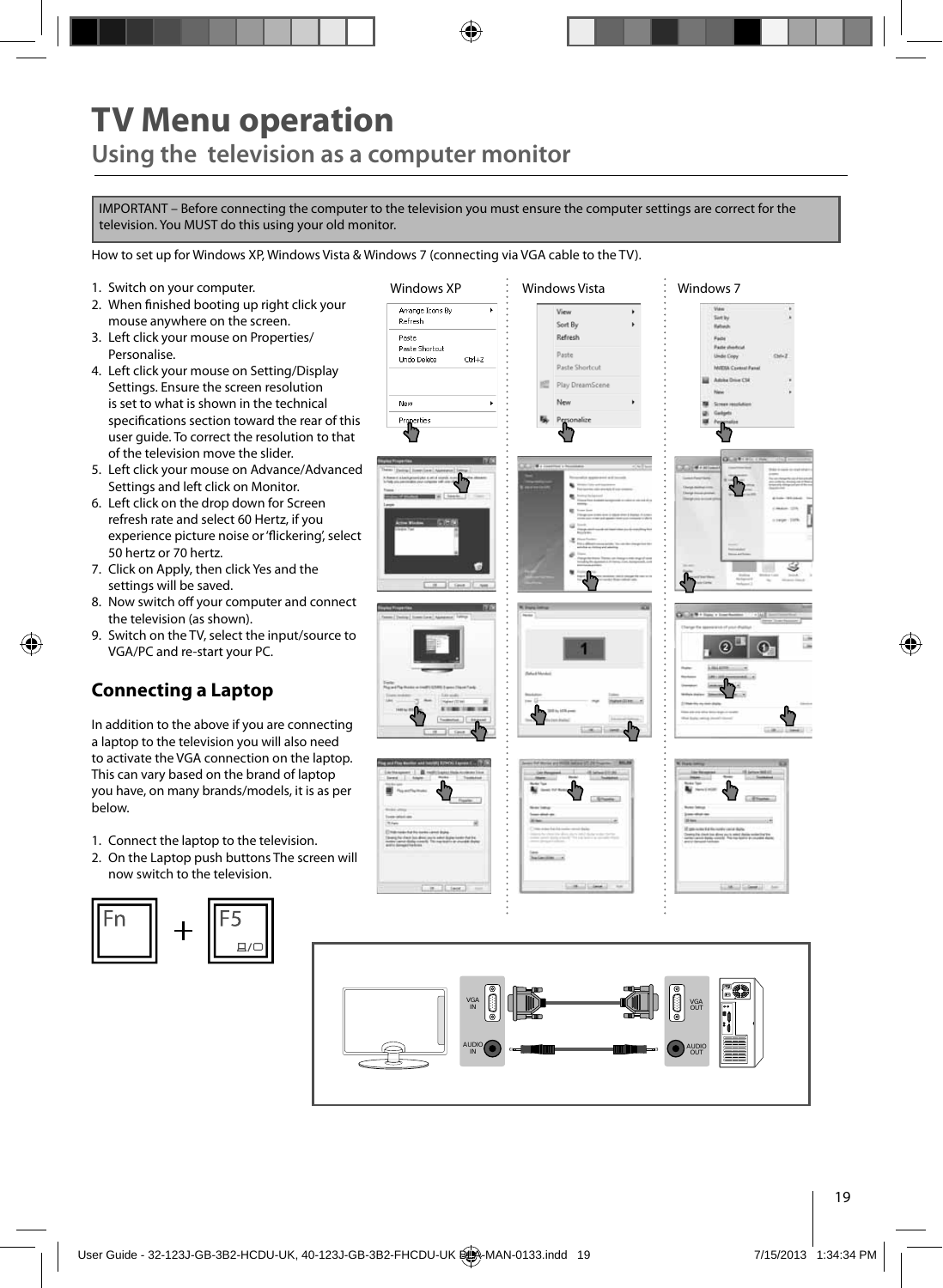# TV Menu operation

## Using the television as a computer monitor

IMPORTANT – Before connecting the computer to the television you must ensure the computer settings are correct for the television. You MUST do this using your old monitor.

How to set up for Windows XP, Windows Vista & Windows 7 (connecting via VGA cable to the TV).

1. Switch on your computer.
2. When finished booting up right click your mouse anywhere on the screen.
3. Left click your mouse on Properties/ Personalise.
4. Left click your mouse on Setting/Display Settings. Ensure the screen resolution is set to what is shown in the technical specifications section toward the rear of this user guide. To correct the resolution to that of the television move the slider.
5. Left click your mouse on Advance/Advanced Settings and left click on Monitor.
6. Left click on the drop down for Screen refresh rate and select 60 Hertz, if you experience picture noise or 'flickering', select 50 hertz or 70 hertz.
7. Click on Apply, then click Yes and the settings will be saved.
8. Now switch off your computer and connect the television (as shown).
9. Switch on the TV, select the input/source to VGA/PC and re-start your PC.

Windows XP | Windows Vista | Windows 7

## Connecting a Laptop

In addition to the above if you are connecting a laptop to the television you will also need to activate the VGA connection on the laptop. This can vary based on the brand of laptop you have, on many brands/models, it is as per below.

1. Connect the laptop to the television.
2. On the Laptop push buttons The screen will now switch to the television.

Fn + F5

VGA IN | AUDIO IN | VGA OUT | AUDIO OUT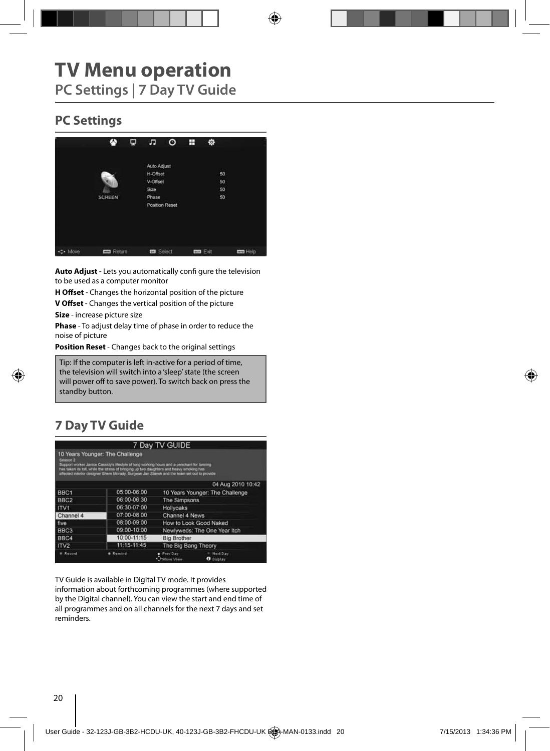# TV Menu operation

## PC Settings | 7 Day TV Guide

### PC Settings

**Auto Adjust** - Lets you automatically configure the television to be used as a computer monitor

**H Offset** - Changes the horizontal position of the picture

**V Offset** - Changes the vertical position of the picture

**Size** - increase picture size

**Phase** - To adjust delay time of phase in order to reduce the noise of picture

**Position Reset** - Changes back to the original settings

Tip: If the computer is left in-active for a period of time, the television will switch into a 'sleep' state (the screen will power off to save power). To switch back on press the standby button.

### 7 Day TV Guide

TV Guide is available in Digital TV mode. It provides information about forthcoming programmes (where supported by the Digital channel). You can view the start and end time of all programmes and on all channels for the next 7 days and set reminders.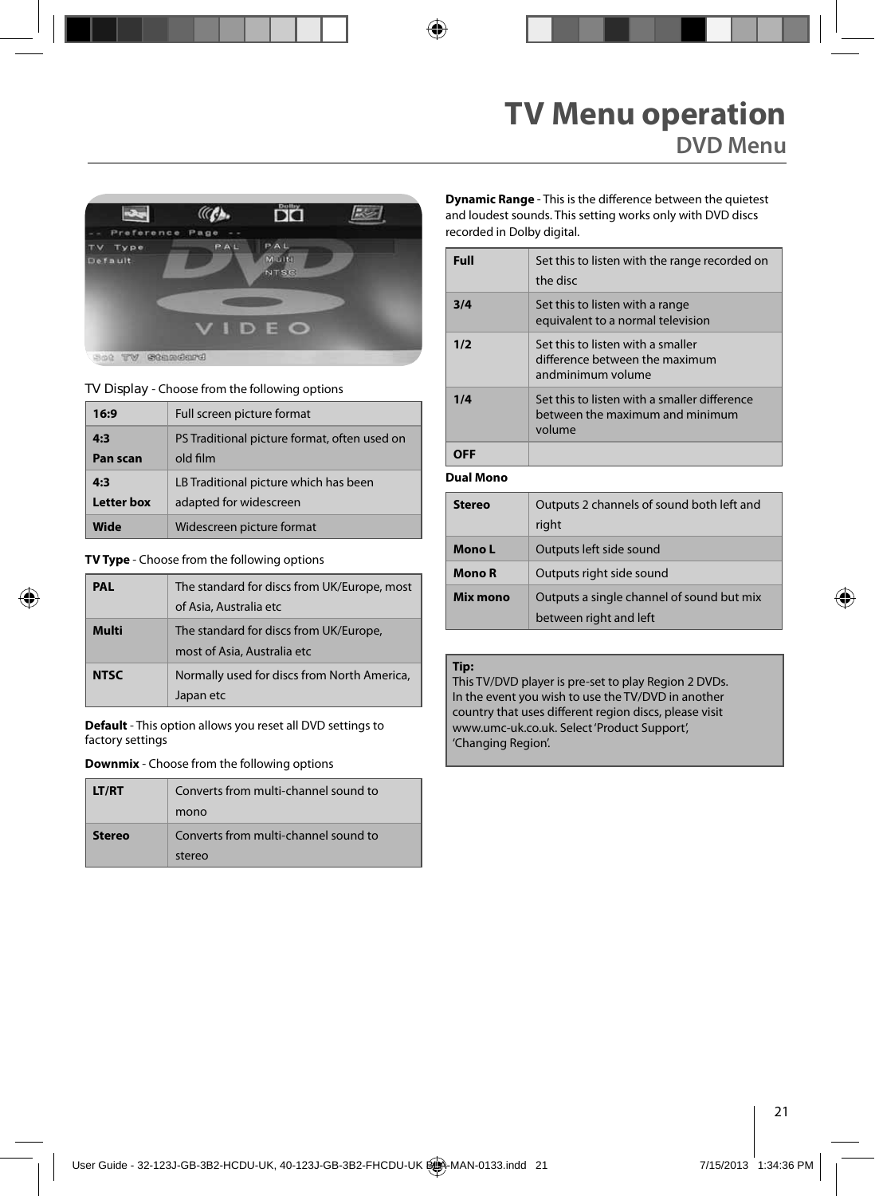# TV Menu operation

## DVD Menu

TV Display - Choose from the following options

| | |
|---|---|
| **16:9** | Full screen picture format |
| **4:3 Pan scan** | PS Traditional picture format, often used on old film |
| **4:3 Letter box** | LB Traditional picture which has been adapted for widescreen |
| **Wide** | Widescreen picture format |

**TV Type** - Choose from the following options

| | |
|---|---|
| **PAL** | The standard for discs from UK/Europe, most of Asia, Australia etc |
| **Multi** | The standard for discs from UK/Europe, most of Asia, Australia etc |
| **NTSC** | Normally used for discs from North America, Japan etc |

**Default** - This option allows you reset all DVD settings to factory settings

**Downmix** - Choose from the following options

| | |
|---|---|
| **LT/RT** | Converts from multi-channel sound to mono |
| **Stereo** | Converts from multi-channel sound to stereo |

**Dynamic Range** - This is the difference between the quietest and loudest sounds. This setting works only with DVD discs recorded in Dolby digital.

| | |
|---|---|
| **Full** | Set this to listen with the range recorded on the disc |
| **3/4** | Set this to listen with a range equivalent to a normal television |
| **1/2** | Set this to listen with a smaller difference between the maximum andminimum volume |
| **1/4** | Set this to listen with a smaller difference between the maximum and minimum volume |
| **OFF** | |

**Dual Mono**

| | |
|---|---|
| **Stereo** | Outputs 2 channels of sound both left and right |
| **Mono L** | Outputs left side sound |
| **Mono R** | Outputs right side sound |
| **Mix mono** | Outputs a single channel of sound but mix between right and left |

**Tip:**
This TV/DVD player is pre-set to play Region 2 DVDs. In the event you wish to use the TV/DVD in another country that uses different region discs, please visit www.umc-uk.co.uk. Select 'Product Support', 'Changing Region'.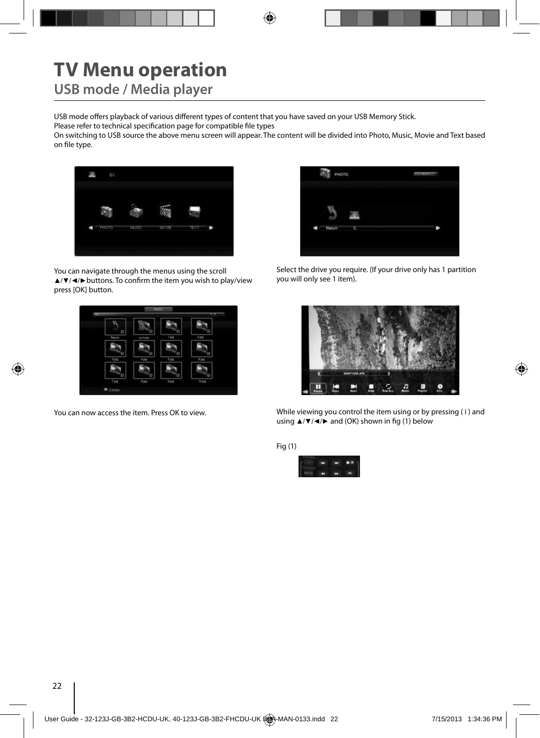# TV Menu operation

## USB mode / Media player

USB mode offers playback of various different types of content that you have saved on your USB Memory Stick.
Please refer to technical specification page for compatible file types
On switching to USB source the above menu screen will appear. The content will be divided into Photo, Music, Movie and Text based on file type.

You can navigate through the menus using the scroll ▲/▼/◄/►buttons. To confirm the item you wish to play/view press [OK] button.

Select the drive you require. (If your drive only has 1 partition you will only see 1 item).

You can now access the item. Press OK to view.

While viewing you control the item using or by pressing ( i ) and using ▲/▼/◄/► and (OK) shown in fig (1) below

Fig (1)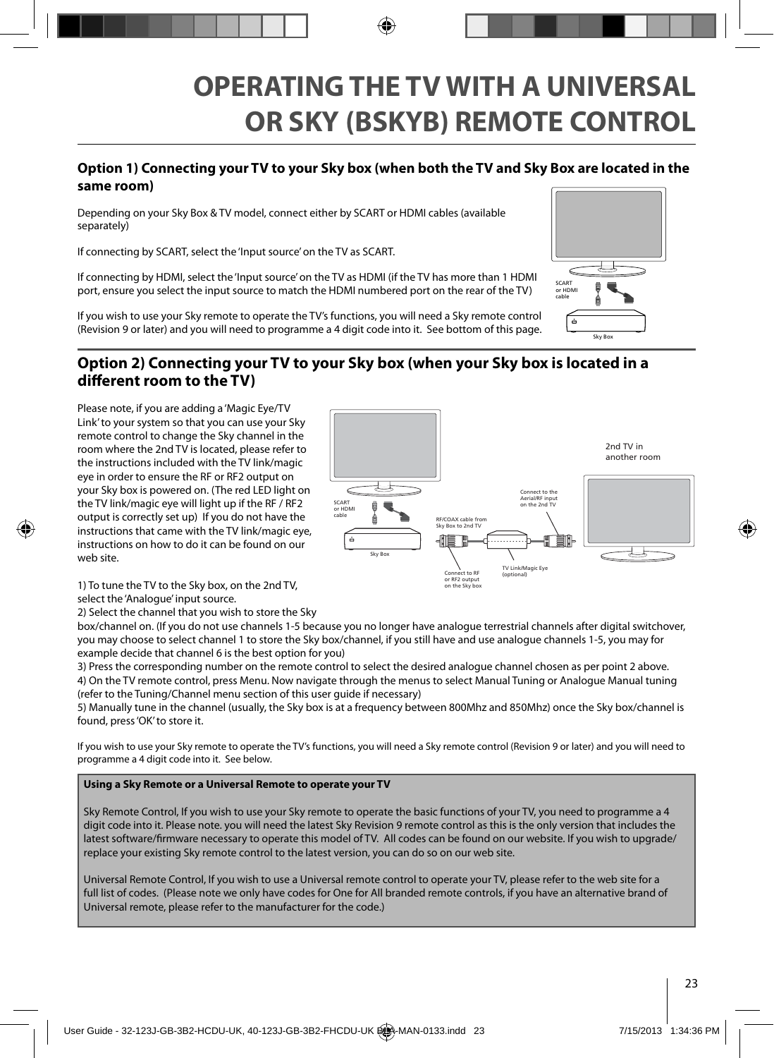# OPERATING THE TV WITH A UNIVERSAL OR SKY (BSKYB) REMOTE CONTROL

## Option 1) Connecting your TV to your Sky box (when both the TV and Sky Box are located in the same room)

Depending on your Sky Box & TV model, connect either by SCART or HDMI cables (available separately)

If connecting by SCART, select the 'Input source' on the TV as SCART.

If connecting by HDMI, select the 'Input source' on the TV as HDMI (if the TV has more than 1 HDMI port, ensure you select the input source to match the HDMI numbered port on the rear of the TV)

If you wish to use your Sky remote to operate the TV's functions, you will need a Sky remote control (Revision 9 or later) and you will need to programme a 4 digit code into it. See bottom of this page.

SCART or HDMI cable

Sky Box

## Option 2) Connecting your TV to your Sky box (when your Sky box is located in a different room to the TV)

Please note, if you are adding a 'Magic Eye/TV Link' to your system so that you can use your Sky remote control to change the Sky channel in the room where the 2nd TV is located, please refer to the instructions included with the TV link/magic eye in order to ensure the RF or RF2 output on your Sky box is powered on. (The red LED light on the TV link/magic eye will light up if the RF / RF2 output is correctly set up) If you do not have the instructions that came with the TV link/magic eye, instructions on how to do it can be found on our web site.

SCART or HDMI cable

Sky Box

RF/COAX cable from Sky Box to 2nd TV

Connect to the Aerial/RF input on the 2nd TV

2nd TV in another room

Connect to RF or RF2 output on the Sky box

TV Link/Magic Eye (optional)

1) To tune the TV to the Sky box, on the 2nd TV, select the 'Analogue' input source.
2) Select the channel that you wish to store the Sky box/channel on. (If you do not use channels 1-5 because you no longer have analogue terrestrial channels after digital switchover, you may choose to select channel 1 to store the Sky box/channel, if you still have and use analogue channels 1-5, you may for example decide that channel 6 is the best option for you)
3) Press the corresponding number on the remote control to select the desired analogue channel chosen as per point 2 above.
4) On the TV remote control, press Menu. Now navigate through the menus to select Manual Tuning or Analogue Manual tuning (refer to the Tuning/Channel menu section of this user guide if necessary)
5) Manually tune in the channel (usually, the Sky box is at a frequency between 800Mhz and 850Mhz) once the Sky box/channel is found, press 'OK' to store it.

If you wish to use your Sky remote to operate the TV's functions, you will need a Sky remote control (Revision 9 or later) and you will need to programme a 4 digit code into it. See below.

**Using a Sky Remote or a Universal Remote to operate your TV**

Sky Remote Control, If you wish to use your Sky remote to operate the basic functions of your TV, you need to programme a 4 digit code into it. Please note. you will need the latest Sky Revision 9 remote control as this is the only version that includes the latest software/firmware necessary to operate this model of TV. All codes can be found on our website. If you wish to upgrade/ replace your existing Sky remote control to the latest version, you can do so on our web site.

Universal Remote Control, If you wish to use a Universal remote control to operate your TV, please refer to the web site for a full list of codes. (Please note we only have codes for One for All branded remote controls, if you have an alternative brand of Universal remote, please refer to the manufacturer for the code.)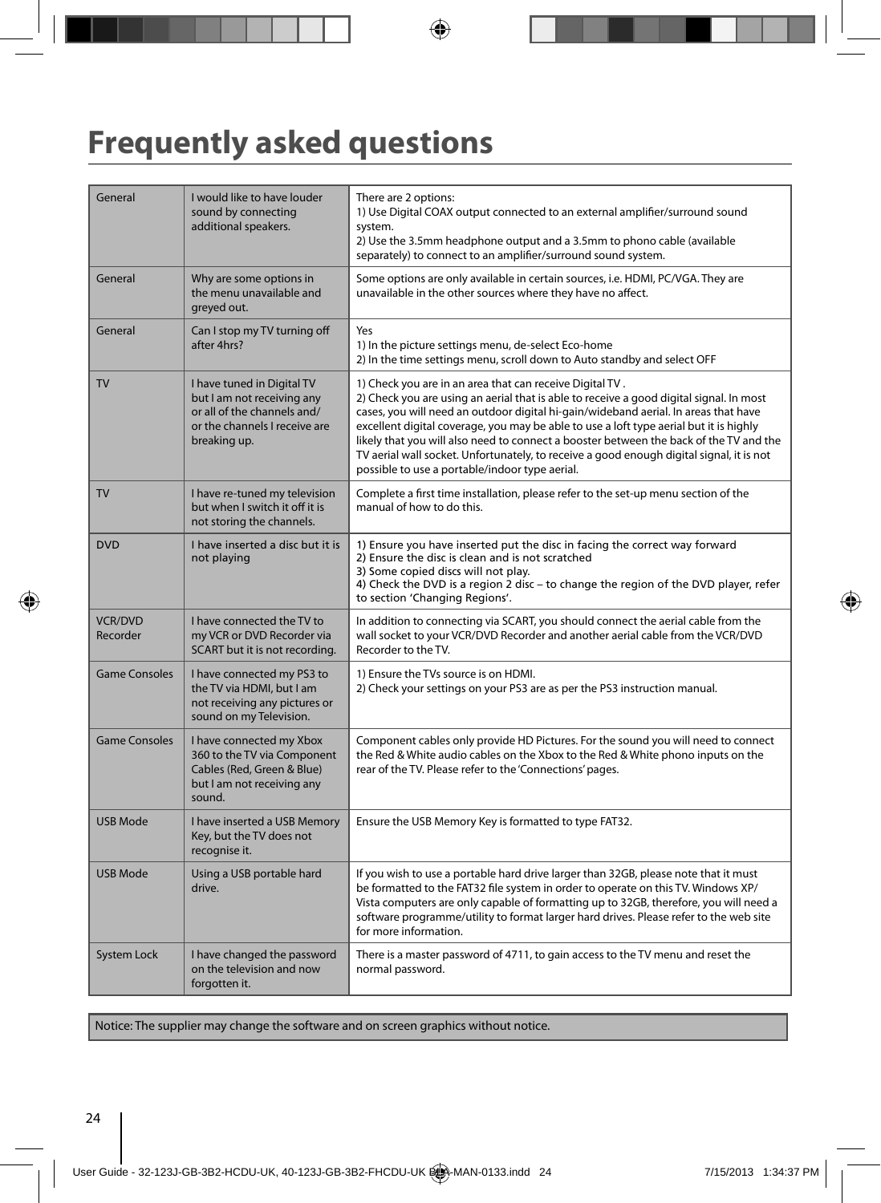# Frequently asked questions

| | | |
|---|---|---|
| General | I would like to have louder sound by connecting additional speakers. | There are 2 options:<br>1) Use Digital COAX output connected to an external amplifier/surround sound system.<br>2) Use the 3.5mm headphone output and a 3.5mm to phono cable (available separately) to connect to an amplifier/surround sound system. |
| General | Why are some options in the menu unavailable and greyed out. | Some options are only available in certain sources, i.e. HDMI, PC/VGA. They are unavailable in the other sources where they have no affect. |
| General | Can I stop my TV turning off after 4hrs? | Yes<br>1) In the picture settings menu, de-select Eco-home<br>2) In the time settings menu, scroll down to Auto standby and select OFF |
| TV | I have tuned in Digital TV but I am not receiving any or all of the channels and/ or the channels I receive are breaking up. | 1) Check you are in an area that can receive Digital TV .<br>2) Check you are using an aerial that is able to receive a good digital signal. In most cases, you will need an outdoor digital hi-gain/wideband aerial. In areas that have excellent digital coverage, you may be able to use a loft type aerial but it is highly likely that you will also need to connect a booster between the back of the TV and the TV aerial wall socket. Unfortunately, to receive a good enough digital signal, it is not possible to use a portable/indoor type aerial. |
| TV | I have re-tuned my television but when I switch it off it is not storing the channels. | Complete a first time installation, please refer to the set-up menu section of the manual of how to do this. |
| DVD | I have inserted a disc but it is not playing | 1) Ensure you have inserted put the disc in facing the correct way forward<br>2) Ensure the disc is clean and is not scratched<br>3) Some copied discs will not play.<br>4) Check the DVD is a region 2 disc – to change the region of the DVD player, refer to section 'Changing Regions'. |
| VCR/DVD Recorder | I have connected the TV to my VCR or DVD Recorder via SCART but it is not recording. | In addition to connecting via SCART, you should connect the aerial cable from the wall socket to your VCR/DVD Recorder and another aerial cable from the VCR/DVD Recorder to the TV. |
| Game Consoles | I have connected my PS3 to the TV via HDMI, but I am not receiving any pictures or sound on my Television. | 1) Ensure the TVs source is on HDMI.<br>2) Check your settings on your PS3 are as per the PS3 instruction manual. |
| Game Consoles | I have connected my Xbox 360 to the TV via Component Cables (Red, Green & Blue) but I am not receiving any sound. | Component cables only provide HD Pictures. For the sound you will need to connect the Red & White audio cables on the Xbox to the Red & White phono inputs on the rear of the TV. Please refer to the 'Connections' pages. |
| USB Mode | I have inserted a USB Memory Key, but the TV does not recognise it. | Ensure the USB Memory Key is formatted to type FAT32. |
| USB Mode | Using a USB portable hard drive. | If you wish to use a portable hard drive larger than 32GB, please note that it must be formatted to the FAT32 file system in order to operate on this TV. Windows XP/ Vista computers are only capable of formatting up to 32GB, therefore, you will need a software programme/utility to format larger hard drives. Please refer to the web site for more information. |
| System Lock | I have changed the password on the television and now forgotten it. | There is a master password of 4711, to gain access to the TV menu and reset the normal password. |

Notice: The supplier may change the software and on screen graphics without notice.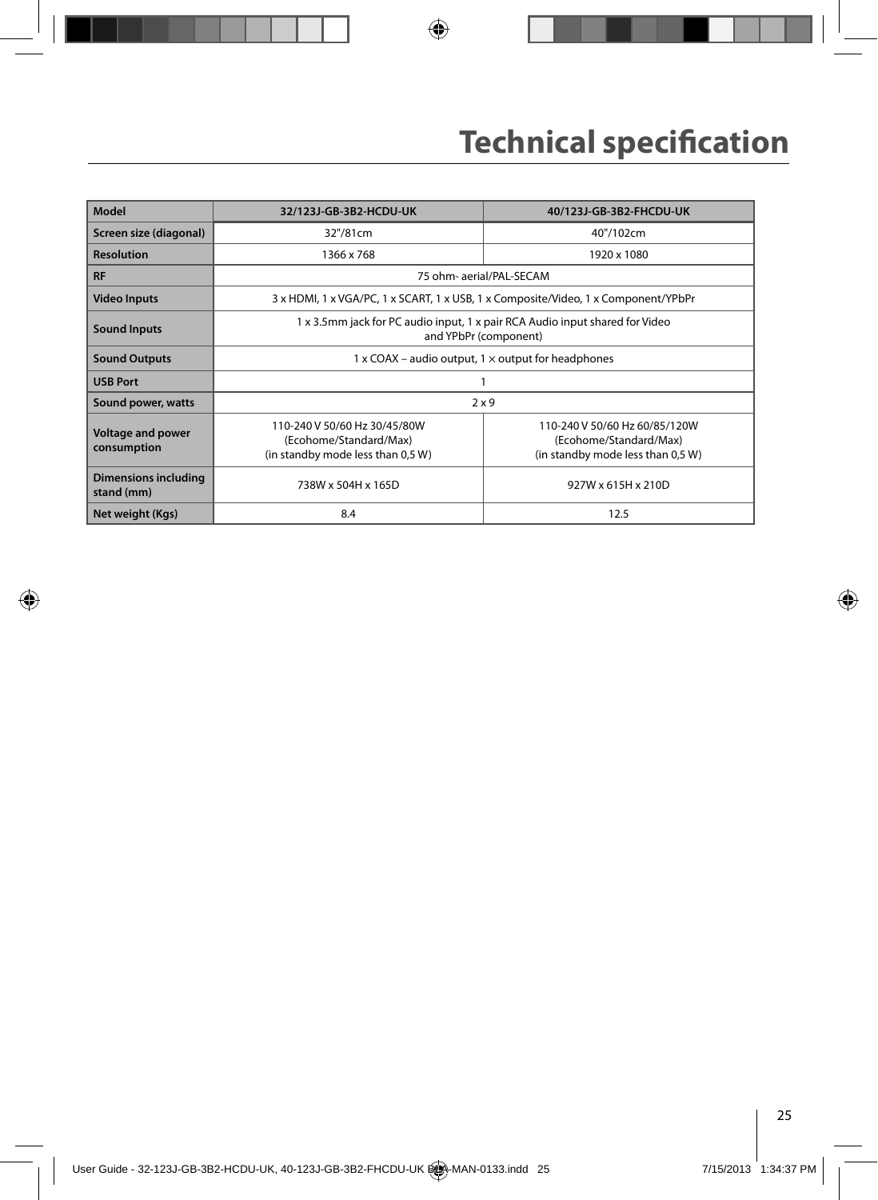# Technical specification

| Model | 32/123J-GB-3B2-HCDU-UK | 40/123J-GB-3B2-FHCDU-UK |
|---|---|---|
| Screen size (diagonal) | 32"/81cm | 40"/102cm |
| Resolution | 1366 x 768 | 1920 x 1080 |
| RF | 75 ohm- aerial/PAL-SECAM | |
| Video Inputs | 3 x HDMI, 1 x VGA/PC, 1 x SCART, 1 x USB, 1 x Composite/Video, 1 x Component/YPbPr | |
| Sound Inputs | 1 x 3.5mm jack for PC audio input, 1 x pair RCA Audio input shared for Video and YPbPr (component) | |
| Sound Outputs | 1 x COAX – audio output, 1 × output for headphones | |
| USB Port | 1 | |
| Sound power, watts | 2 x 9 | |
| Voltage and power consumption | 110-240 V 50/60 Hz 30/45/80W (Ecohome/Standard/Max) (in standby mode less than 0,5 W) | 110-240 V 50/60 Hz 60/85/120W (Ecohome/Standard/Max) (in standby mode less than 0,5 W) |
| Dimensions including stand (mm) | 738W x 504H x 165D | 927W x 615H x 210D |
| Net weight (Kgs) | 8.4 | 12.5 |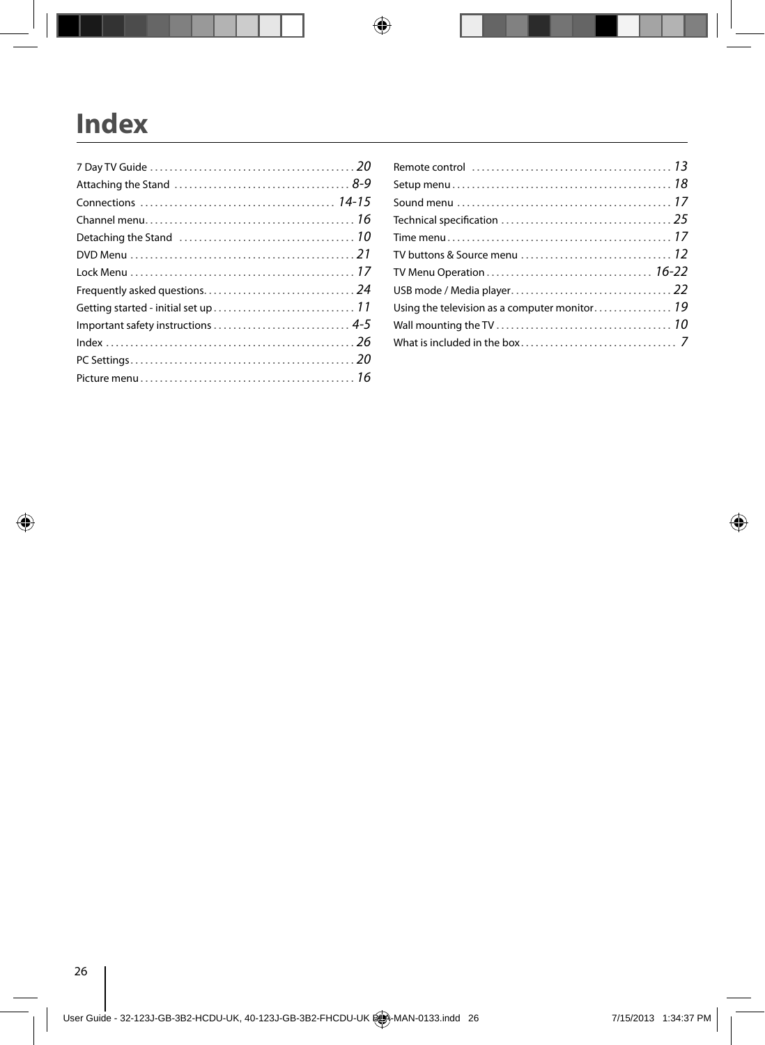# Index

7 Day TV Guide ........................................... 20
Attaching the Stand ..................................... 8-9
Connections ......................................... 14-15
Channel menu............................................ 16
Detaching the Stand .................................... 10
DVD Menu ............................................... 21
Lock Menu ............................................... 17
Frequently asked questions............................... 24
Getting started - initial set up............................. 11
Important safety instructions ............................ 4-5
Index .................................................... 26
PC Settings............................................... 20
Picture menu............................................. 16
Remote control ......................................... 13
Setup menu.............................................. 18
Sound menu ............................................ 17
Technical specification ................................... 25
Time menu............................................... 17
TV buttons & Source menu ............................... 12
TV Menu Operation ................................... 16-22
USB mode / Media player................................. 22
Using the television as a computer monitor................ 19
Wall mounting the TV .................................... 10
What is included in the box............................... 7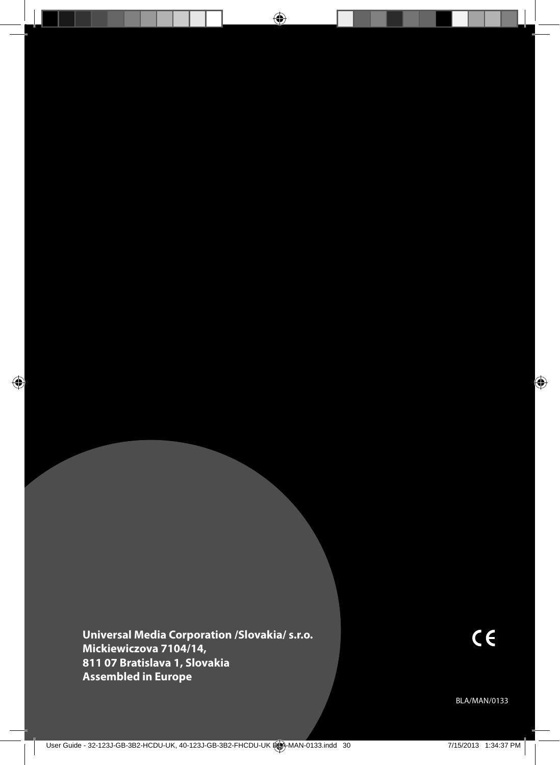**Universal Media Corporation /Slovakia/ s.r.o.**
**Mickiewiczova 7104/14,**
**811 07 Bratislava 1, Slovakia**
**Assembled in Europe**

CE

BLA/MAN/0133